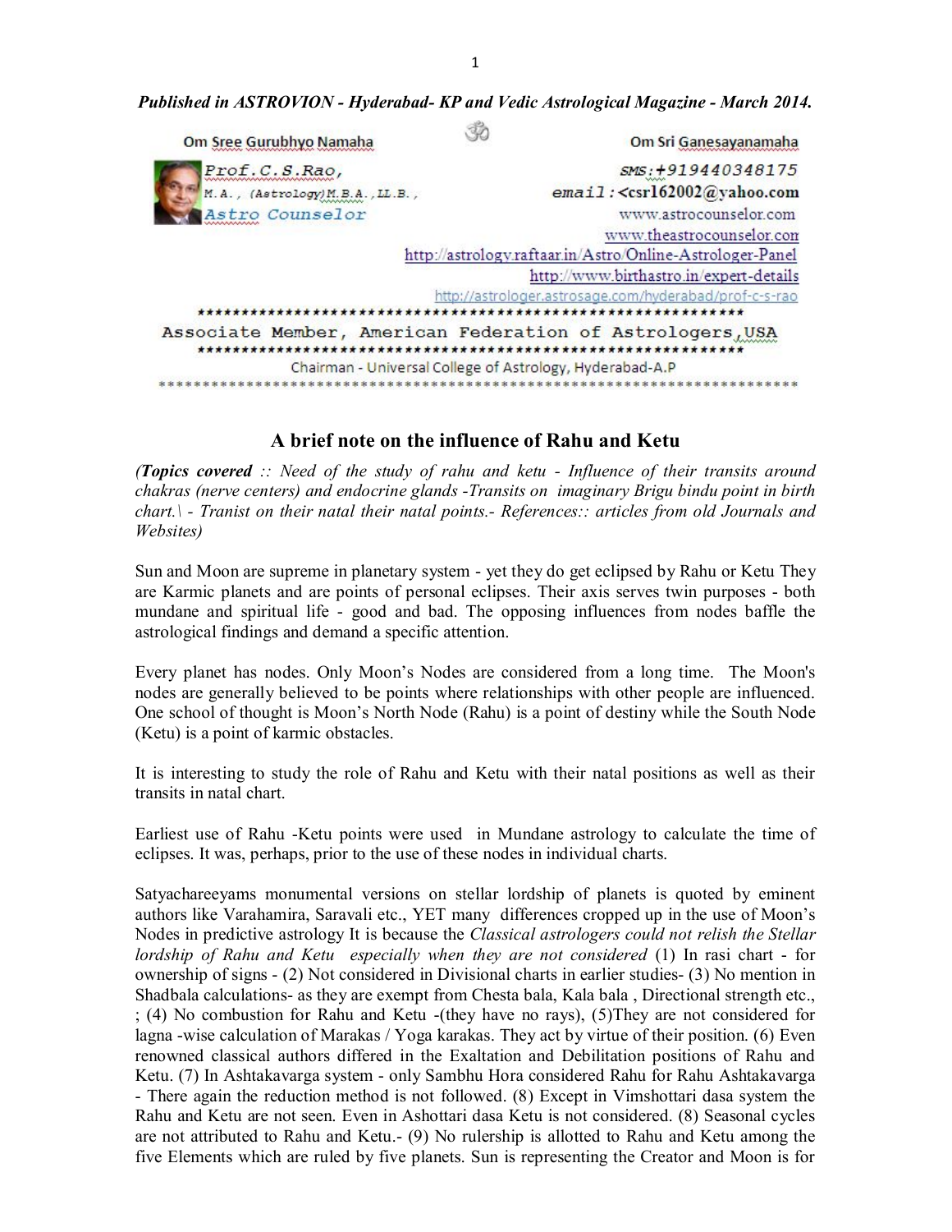*Published in ASTROVION - Hyderabad- KP and Vedic Astrological Magazine - March 2014.*

Om Sree Gurubhyo Namaha　　　　　　　　　　　　　　　　　　　Om Sri Ganesayanamaha

Prof.C.S.Rao,
M.A., (Astrology)M.B.A.,LL.B.,
Astro Counselor

SMS:+919440348175
email:<csr162002@yahoo.com
www.astrocounselor.com
www.theastrocounselor.com
http://astrology.raftaar.in/Astro/Online-Astrologer-Panel
http://www.birthastro.in/expert-details
http://astrologer.astrosage.com/hyderabad/prof-c-s-rao

Associate Member, American Federation of Astrologers,USA

Chairman - Universal College of Astrology, Hyderabad-A.P

## A brief note on the influence of Rahu and Ketu

*(**Topics covered** :: Need of the study of rahu and ketu - Influence of their transits around chakras (nerve centers) and endocrine glands -Transits on imaginary Brigu bindu point in birth chart.\ - Tranist on their natal their natal points.- References:: articles from old Journals and Websites)*

Sun and Moon are supreme in planetary system - yet they do get eclipsed by Rahu or Ketu They are Karmic planets and are points of personal eclipses. Their axis serves twin purposes - both mundane and spiritual life - good and bad. The opposing influences from nodes baffle the astrological findings and demand a specific attention.

Every planet has nodes. Only Moon's Nodes are considered from a long time. The Moon's nodes are generally believed to be points where relationships with other people are influenced. One school of thought is Moon's North Node (Rahu) is a point of destiny while the South Node (Ketu) is a point of karmic obstacles.

It is interesting to study the role of Rahu and Ketu with their natal positions as well as their transits in natal chart.

Earliest use of Rahu -Ketu points were used in Mundane astrology to calculate the time of eclipses. It was, perhaps, prior to the use of these nodes in individual charts.

Satyachareeyams monumental versions on stellar lordship of planets is quoted by eminent authors like Varahamira, Saravali etc., YET many differences cropped up in the use of Moon's Nodes in predictive astrology It is because the *Classical astrologers could not relish the Stellar lordship of Rahu and Ketu especially when they are not considered* (1) In rasi chart - for ownership of signs - (2) Not considered in Divisional charts in earlier studies- (3) No mention in Shadbala calculations- as they are exempt from Chesta bala, Kala bala , Directional strength etc., ; (4) No combustion for Rahu and Ketu -(they have no rays), (5)They are not considered for lagna -wise calculation of Marakas / Yoga karakas. They act by virtue of their position. (6) Even renowned classical authors differed in the Exaltation and Debilitation positions of Rahu and Ketu. (7) In Ashtakavarga system - only Sambhu Hora considered Rahu for Rahu Ashtakavarga - There again the reduction method is not followed. (8) Except in Vimshottari dasa system the Rahu and Ketu are not seen. Even in Ashottari dasa Ketu is not considered. (8) Seasonal cycles are not attributed to Rahu and Ketu.- (9) No rulership is allotted to Rahu and Ketu among the five Elements which are ruled by five planets. Sun is representing the Creator and Moon is for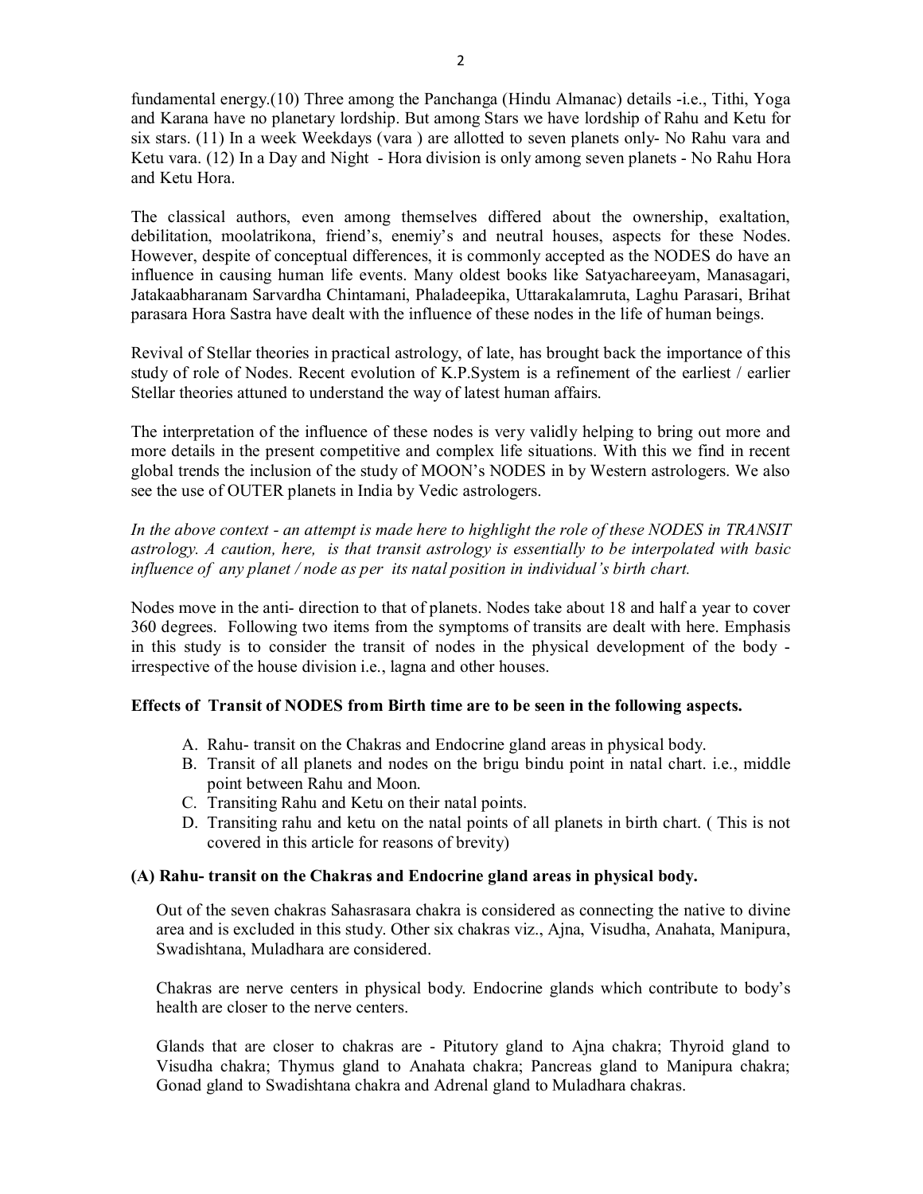fundamental energy.(10) Three among the Panchanga (Hindu Almanac) details -i.e., Tithi, Yoga and Karana have no planetary lordship. But among Stars we have lordship of Rahu and Ketu for six stars. (11) In a week Weekdays (vara ) are allotted to seven planets only- No Rahu vara and Ketu vara. (12) In a Day and Night - Hora division is only among seven planets - No Rahu Hora and Ketu Hora.

The classical authors, even among themselves differed about the ownership, exaltation, debilitation, moolatrikona, friend's, enemiy's and neutral houses, aspects for these Nodes. However, despite of conceptual differences, it is commonly accepted as the NODES do have an influence in causing human life events. Many oldest books like Satyachareeyam, Manasagari, Jatakaabharanam Sarvardha Chintamani, Phaladeepika, Uttarakalamruta, Laghu Parasari, Brihat parasara Hora Sastra have dealt with the influence of these nodes in the life of human beings.

Revival of Stellar theories in practical astrology, of late, has brought back the importance of this study of role of Nodes. Recent evolution of K.P.System is a refinement of the earliest / earlier Stellar theories attuned to understand the way of latest human affairs.

The interpretation of the influence of these nodes is very validly helping to bring out more and more details in the present competitive and complex life situations. With this we find in recent global trends the inclusion of the study of MOON's NODES in by Western astrologers. We also see the use of OUTER planets in India by Vedic astrologers.

*In the above context - an attempt is made here to highlight the role of these NODES in TRANSIT astrology. A caution, here, is that transit astrology is essentially to be interpolated with basic influence of any planet / node as per its natal position in individual's birth chart.*

Nodes move in the anti- direction to that of planets. Nodes take about 18 and half a year to cover 360 degrees. Following two items from the symptoms of transits are dealt with here. Emphasis in this study is to consider the transit of nodes in the physical development of the body - irrespective of the house division i.e., lagna and other houses.

**Effects of Transit of NODES from Birth time are to be seen in the following aspects.**

A. Rahu- transit on the Chakras and Endocrine gland areas in physical body.
B. Transit of all planets and nodes on the brigu bindu point in natal chart. i.e., middle point between Rahu and Moon.
C. Transiting Rahu and Ketu on their natal points.
D. Transiting rahu and ketu on the natal points of all planets in birth chart. ( This is not covered in this article for reasons of brevity)

**(A) Rahu- transit on the Chakras and Endocrine gland areas in physical body.**

Out of the seven chakras Sahasrasara chakra is considered as connecting the native to divine area and is excluded in this study. Other six chakras viz., Ajna, Visudha, Anahata, Manipura, Swadishtana, Muladhara are considered.

Chakras are nerve centers in physical body. Endocrine glands which contribute to body's health are closer to the nerve centers.

Glands that are closer to chakras are - Pitutory gland to Ajna chakra; Thyroid gland to Visudha chakra; Thymus gland to Anahata chakra; Pancreas gland to Manipura chakra; Gonad gland to Swadishtana chakra and Adrenal gland to Muladhara chakras.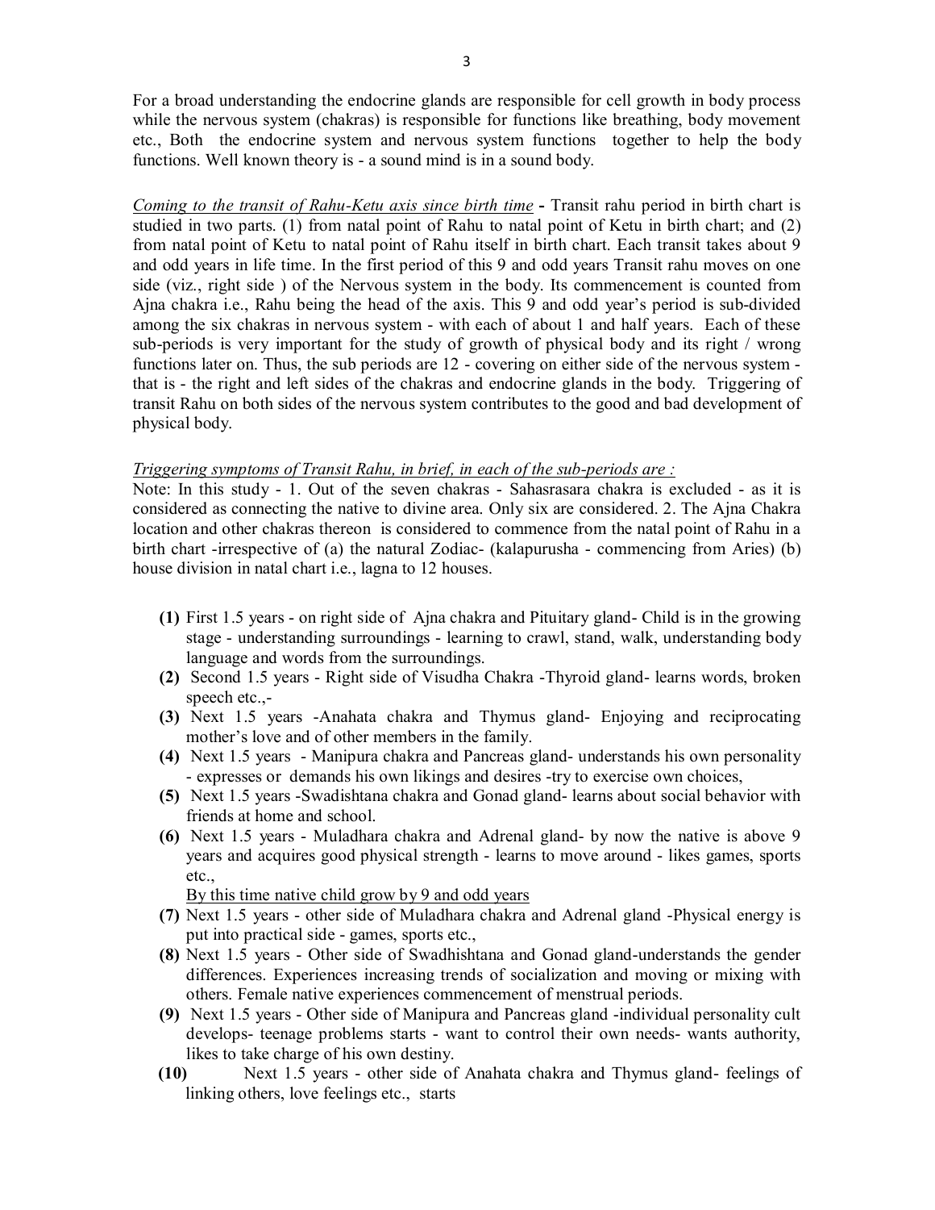For a broad understanding the endocrine glands are responsible for cell growth in body process while the nervous system (chakras) is responsible for functions like breathing, body movement etc., Both the endocrine system and nervous system functions together to help the body functions. Well known theory is - a sound mind is in a sound body.

*Coming to the transit of Rahu-Ketu axis since birth time* **-** Transit rahu period in birth chart is studied in two parts. (1) from natal point of Rahu to natal point of Ketu in birth chart; and (2) from natal point of Ketu to natal point of Rahu itself in birth chart. Each transit takes about 9 and odd years in life time. In the first period of this 9 and odd years Transit rahu moves on one side (viz., right side ) of the Nervous system in the body. Its commencement is counted from Ajna chakra i.e., Rahu being the head of the axis. This 9 and odd year's period is sub-divided among the six chakras in nervous system - with each of about 1 and half years. Each of these sub-periods is very important for the study of growth of physical body and its right / wrong functions later on. Thus, the sub periods are 12 - covering on either side of the nervous system - that is - the right and left sides of the chakras and endocrine glands in the body. Triggering of transit Rahu on both sides of the nervous system contributes to the good and bad development of physical body.

*Triggering symptoms of Transit Rahu, in brief, in each of the sub-periods are :*

Note: In this study - 1. Out of the seven chakras - Sahasrasara chakra is excluded - as it is considered as connecting the native to divine area. Only six are considered. 2. The Ajna Chakra location and other chakras thereon is considered to commence from the natal point of Rahu in a birth chart -irrespective of (a) the natural Zodiac- (kalapurusha - commencing from Aries) (b) house division in natal chart i.e., lagna to 12 houses.

**(1)** First 1.5 years - on right side of Ajna chakra and Pituitary gland- Child is in the growing stage - understanding surroundings - learning to crawl, stand, walk, understanding body language and words from the surroundings.

**(2)** Second 1.5 years - Right side of Visudha Chakra -Thyroid gland- learns words, broken speech etc.,-

**(3)** Next 1.5 years -Anahata chakra and Thymus gland- Enjoying and reciprocating mother's love and of other members in the family.

**(4)** Next 1.5 years - Manipura chakra and Pancreas gland- understands his own personality - expresses or demands his own likings and desires -try to exercise own choices,

**(5)** Next 1.5 years -Swadishtana chakra and Gonad gland- learns about social behavior with friends at home and school.

**(6)** Next 1.5 years - Muladhara chakra and Adrenal gland- by now the native is above 9 years and acquires good physical strength - learns to move around - likes games, sports etc.,

<u>By this time native child grow by 9 and odd years</u>

**(7)** Next 1.5 years - other side of Muladhara chakra and Adrenal gland -Physical energy is put into practical side - games, sports etc.,

**(8)** Next 1.5 years - Other side of Swadhishtana and Gonad gland-understands the gender differences. Experiences increasing trends of socialization and moving or mixing with others. Female native experiences commencement of menstrual periods.

**(9)** Next 1.5 years - Other side of Manipura and Pancreas gland -individual personality cult develops- teenage problems starts - want to control their own needs- wants authority, likes to take charge of his own destiny.

**(10)** Next 1.5 years - other side of Anahata chakra and Thymus gland- feelings of linking others, love feelings etc., starts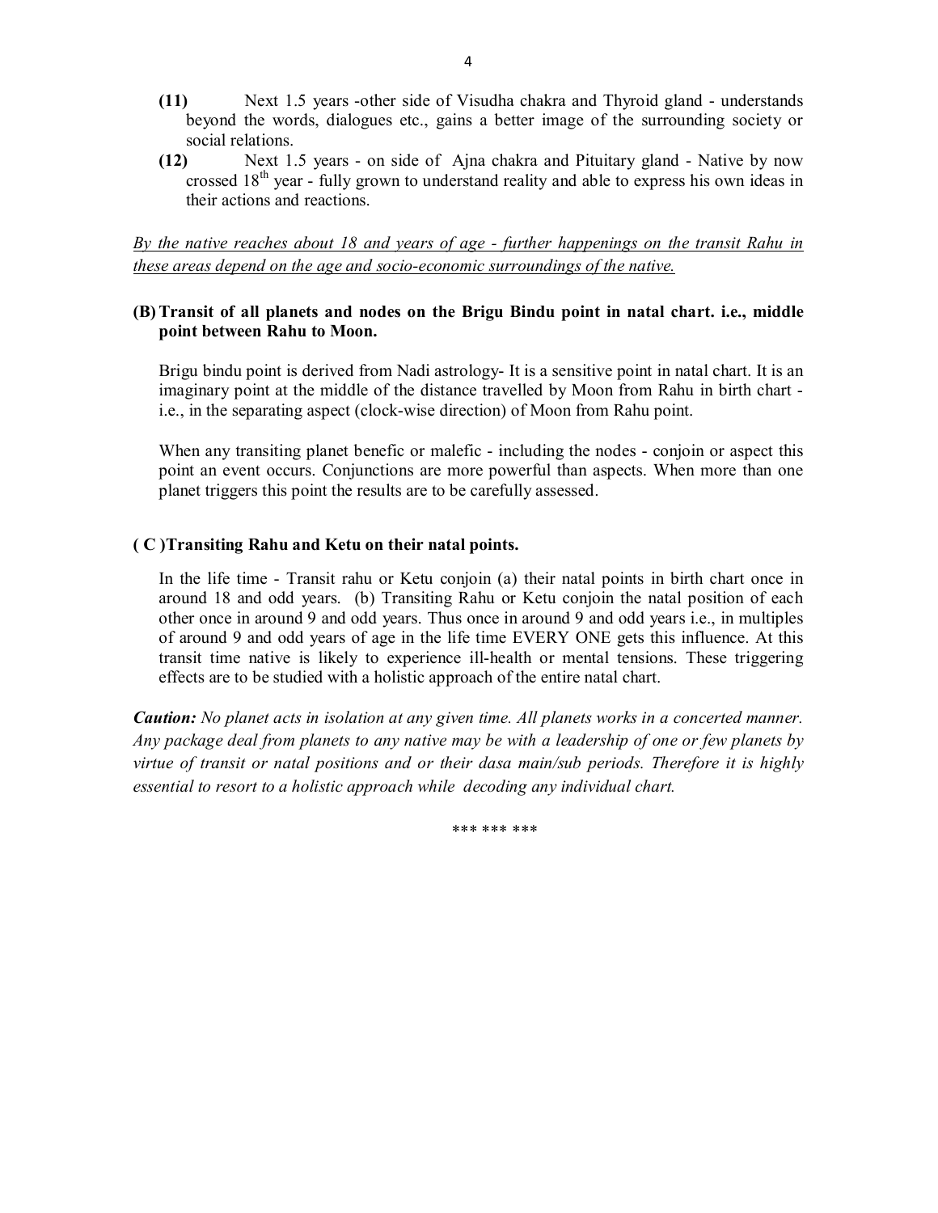**(11)** Next 1.5 years -other side of Visudha chakra and Thyroid gland - understands beyond the words, dialogues etc., gains a better image of the surrounding society or social relations.

**(12)** Next 1.5 years - on side of Ajna chakra and Pituitary gland - Native by now crossed 18th year - fully grown to understand reality and able to express his own ideas in their actions and reactions.

*By the native reaches about 18 and years of age - further happenings on the transit Rahu in these areas depend on the age and socio-economic surroundings of the native.*

**(B) Transit of all planets and nodes on the Brigu Bindu point in natal chart. i.e., middle point between Rahu to Moon.**

Brigu bindu point is derived from Nadi astrology- It is a sensitive point in natal chart. It is an imaginary point at the middle of the distance travelled by Moon from Rahu in birth chart - i.e., in the separating aspect (clock-wise direction) of Moon from Rahu point.

When any transiting planet benefic or malefic - including the nodes - conjoin or aspect this point an event occurs. Conjunctions are more powerful than aspects. When more than one planet triggers this point the results are to be carefully assessed.

**( C )Transiting Rahu and Ketu on their natal points.**

In the life time - Transit rahu or Ketu conjoin (a) their natal points in birth chart once in around 18 and odd years. (b) Transiting Rahu or Ketu conjoin the natal position of each other once in around 9 and odd years. Thus once in around 9 and odd years i.e., in multiples of around 9 and odd years of age in the life time EVERY ONE gets this influence. At this transit time native is likely to experience ill-health or mental tensions. These triggering effects are to be studied with a holistic approach of the entire natal chart.

***Caution:*** *No planet acts in isolation at any given time. All planets works in a concerted manner. Any package deal from planets to any native may be with a leadership of one or few planets by virtue of transit or natal positions and or their dasa main/sub periods. Therefore it is highly essential to resort to a holistic approach while decoding any individual chart.*

\*\*\* \*\*\* \*\*\*